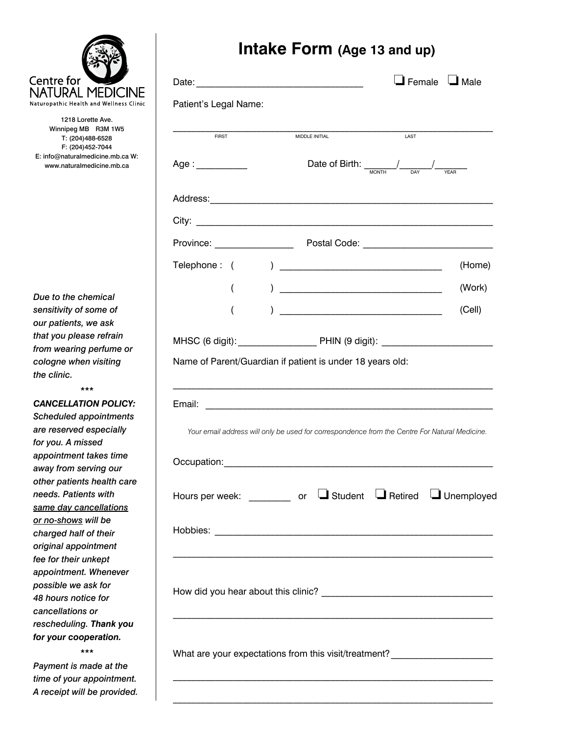Centre for NATURAL MEDICINE
Naturopathic Health and Wellness Clinic

1218 Lorette Ave.
Winnipeg MB R3M 1W5
T: (204)488-6528
F: (204)452-7044
E: info@naturalmedicine.mb.ca W: www.naturalmedicine.mb.ca

# Intake Form (Age 13 and up)

Date: ______________________________ ❑ Female ❑ Male

Patient's Legal Name:

____________________________________________________________
FIRST MIDDLE INITIAL LAST

Age : __________ Date of Birth: ______/______/______
MONTH DAY YEAR

Address:____________________________________________________

City: _______________________________________________________

Province: _______________ Postal Code: _________________________

Telephone : ( ) ______________________________ (Home)

( ) ______________________________ (Work)

( ) ______________________________ (Cell)

MHSC (6 digit): _______________ PHIN (9 digit): _____________________

Name of Parent/Guardian if patient is under 18 years old:

____________________________________________________________

Email: ______________________________________________________

*Your email address will only be used for correspondence from the Centre For Natural Medicine.*

Occupation:__________________________________________________

Hours per week: ________ or ❑ Student ❑ Retired ❑ Unemployed

Hobbies: ____________________________________________________

____________________________________________________________

How did you hear about this clinic? _______________________________

____________________________________________________________

What are your expectations from this visit/treatment?___________________

____________________________________________________________

____________________________________________________________

***Due to the chemical sensitivity of some of our patients, we ask that you please refrain from wearing perfume or cologne when visiting the clinic.***

***

***CANCELLATION POLICY:** Scheduled appointments are reserved especially for you. A missed appointment takes time away from serving our other patients health care needs. Patients with same day cancellations or no-shows will be charged half of their original appointment fee for their unkept appointment. Whenever possible we ask for 48 hours notice for cancellations or rescheduling. **Thank you for your cooperation.***

***

***Payment is made at the time of your appointment. A receipt will be provided.***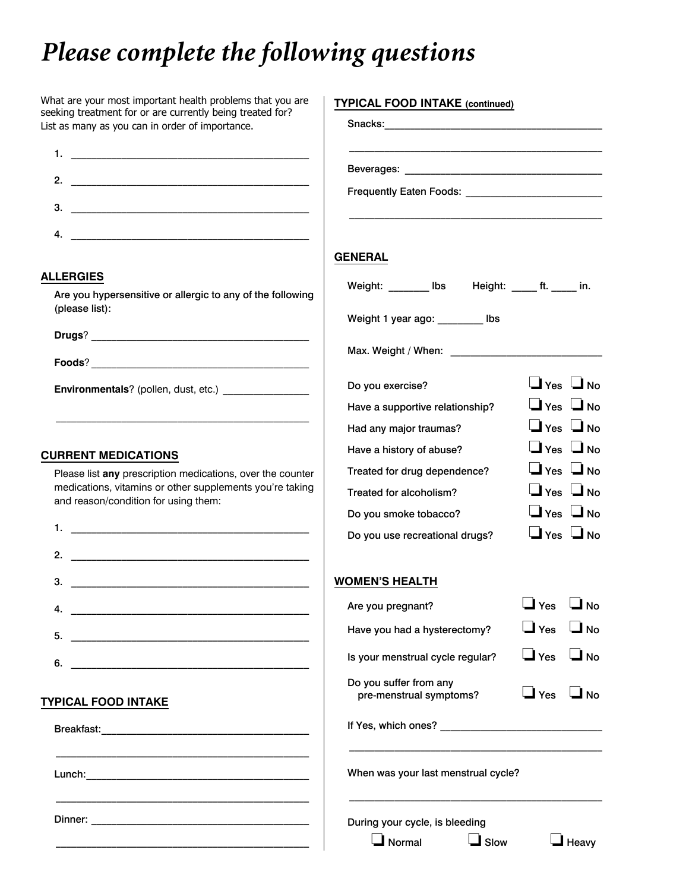# *Please complete the following questions*

What are your most important health problems that you are seeking treatment for or are currently being treated for? List as many as you can in order of importance.

1. ____________________________________________
2. ____________________________________________
3. ____________________________________________
4. ____________________________________________

## ALLERGIES

Are you hypersensitive or allergic to any of the following (please list):

**Drugs**? ____________________________________________

**Foods**? ____________________________________________

**Environmentals**? (pollen, dust, etc.) _______________

____________________________________________

## CURRENT MEDICATIONS

Please list **any** prescription medications, over the counter medications, vitamins or other supplements you're taking and reason/condition for using them:

1. ____________________________________________
2. ____________________________________________
3. ____________________________________________
4. ____________________________________________
5. ____________________________________________
6. ____________________________________________

## TYPICAL FOOD INTAKE

Breakfast: ____________________________________________

____________________________________________

Lunch: ____________________________________________

____________________________________________

Dinner: ____________________________________________

____________________________________________

## TYPICAL FOOD INTAKE (continued)

Snacks: ____________________________________________

____________________________________________

Beverages: ____________________________________________

Frequently Eaten Foods: ____________________________

____________________________________________

## GENERAL

Weight: _______ lbs    Height: ____ ft. ____ in.

Weight 1 year ago: ________ lbs

Max. Weight / When: ___________________________

| | | |
|---|---|---|
| Do you exercise? | ❑ Yes | ❑ No |
| Have a supportive relationship? | ❑ Yes | ❑ No |
| Had any major traumas? | ❑ Yes | ❑ No |
| Have a history of abuse? | ❑ Yes | ❑ No |
| Treated for drug dependence? | ❑ Yes | ❑ No |
| Treated for alcoholism? | ❑ Yes | ❑ No |
| Do you smoke tobacco? | ❑ Yes | ❑ No |
| Do you use recreational drugs? | ❑ Yes | ❑ No |

## WOMEN'S HEALTH

| | | |
|---|---|---|
| Are you pregnant? | ❑ Yes | ❑ No |
| Have you had a hysterectomy? | ❑ Yes | ❑ No |
| Is your menstrual cycle regular? | ❑ Yes | ❑ No |
| Do you suffer from any pre-menstrual symptoms? | ❑ Yes | ❑ No |

If Yes, which ones? ____________________________

____________________________________________

When was your last menstrual cycle?

____________________________________________

During your cycle, is bleeding

❑ Normal    ❑ Slow    ❑ Heavy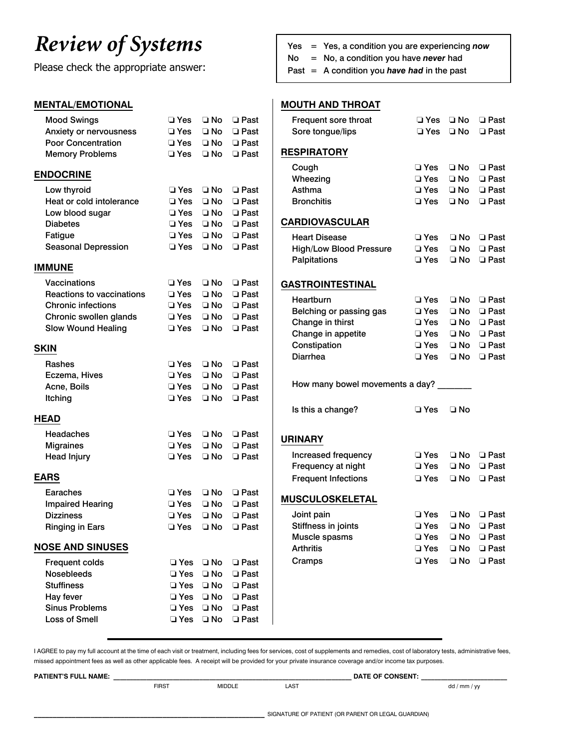# Review of Systems

Please check the appropriate answer:

Yes = Yes, a condition you are experiencing ***now***
No = No, a condition you have ***never*** had
Past = A condition you ***have had*** in the past

## MENTAL/EMOTIONAL

| | | | |
|---|---|---|---|
| Mood Swings | ❑ Yes | ❑ No | ❑ Past |
| Anxiety or nervousness | ❑ Yes | ❑ No | ❑ Past |
| Poor Concentration | ❑ Yes | ❑ No | ❑ Past |
| Memory Problems | ❑ Yes | ❑ No | ❑ Past |

## ENDOCRINE

| | | | |
|---|---|---|---|
| Low thyroid | ❑ Yes | ❑ No | ❑ Past |
| Heat or cold intolerance | ❑ Yes | ❑ No | ❑ Past |
| Low blood sugar | ❑ Yes | ❑ No | ❑ Past |
| Diabetes | ❑ Yes | ❑ No | ❑ Past |
| Fatigue | ❑ Yes | ❑ No | ❑ Past |
| Seasonal Depression | ❑ Yes | ❑ No | ❑ Past |

## IMMUNE

| | | | |
|---|---|---|---|
| Vaccinations | ❑ Yes | ❑ No | ❑ Past |
| Reactions to vaccinations | ❑ Yes | ❑ No | ❑ Past |
| Chronic infections | ❑ Yes | ❑ No | ❑ Past |
| Chronic swollen glands | ❑ Yes | ❑ No | ❑ Past |
| Slow Wound Healing | ❑ Yes | ❑ No | ❑ Past |

## SKIN

| | | | |
|---|---|---|---|
| Rashes | ❑ Yes | ❑ No | ❑ Past |
| Eczema, Hives | ❑ Yes | ❑ No | ❑ Past |
| Acne, Boils | ❑ Yes | ❑ No | ❑ Past |
| Itching | ❑ Yes | ❑ No | ❑ Past |

## HEAD

| | | | |
|---|---|---|---|
| Headaches | ❑ Yes | ❑ No | ❑ Past |
| Migraines | ❑ Yes | ❑ No | ❑ Past |
| Head Injury | ❑ Yes | ❑ No | ❑ Past |

## EARS

| | | | |
|---|---|---|---|
| Earaches | ❑ Yes | ❑ No | ❑ Past |
| Impaired Hearing | ❑ Yes | ❑ No | ❑ Past |
| Dizziness | ❑ Yes | ❑ No | ❑ Past |
| Ringing in Ears | ❑ Yes | ❑ No | ❑ Past |

## NOSE AND SINUSES

| | | | |
|---|---|---|---|
| Frequent colds | ❑ Yes | ❑ No | ❑ Past |
| Nosebleeds | ❑ Yes | ❑ No | ❑ Past |
| Stuffiness | ❑ Yes | ❑ No | ❑ Past |
| Hay fever | ❑ Yes | ❑ No | ❑ Past |
| Sinus Problems | ❑ Yes | ❑ No | ❑ Past |
| Loss of Smell | ❑ Yes | ❑ No | ❑ Past |

## MOUTH AND THROAT

| | | | |
|---|---|---|---|
| Frequent sore throat | ❑ Yes | ❑ No | ❑ Past |
| Sore tongue/lips | ❑ Yes | ❑ No | ❑ Past |

## RESPIRATORY

| | | | |
|---|---|---|---|
| Cough | ❑ Yes | ❑ No | ❑ Past |
| Wheezing | ❑ Yes | ❑ No | ❑ Past |
| Asthma | ❑ Yes | ❑ No | ❑ Past |
| Bronchitis | ❑ Yes | ❑ No | ❑ Past |

## CARDIOVASCULAR

| | | | |
|---|---|---|---|
| Heart Disease | ❑ Yes | ❑ No | ❑ Past |
| High/Low Blood Pressure | ❑ Yes | ❑ No | ❑ Past |
| Palpitations | ❑ Yes | ❑ No | ❑ Past |

## GASTROINTESTINAL

| | | | |
|---|---|---|---|
| Heartburn | ❑ Yes | ❑ No | ❑ Past |
| Belching or passing gas | ❑ Yes | ❑ No | ❑ Past |
| Change in thirst | ❑ Yes | ❑ No | ❑ Past |
| Change in appetite | ❑ Yes | ❑ No | ❑ Past |
| Constipation | ❑ Yes | ❑ No | ❑ Past |
| Diarrhea | ❑ Yes | ❑ No | ❑ Past |

How many bowel movements a day? _______

Is this a change? ❑ Yes ❑ No

## URINARY

| | | | |
|---|---|---|---|
| Increased frequency | ❑ Yes | ❑ No | ❑ Past |
| Frequency at night | ❑ Yes | ❑ No | ❑ Past |
| Frequent Infections | ❑ Yes | ❑ No | ❑ Past |

## MUSCULOSKELETAL

| | | | |
|---|---|---|---|
| Joint pain | ❑ Yes | ❑ No | ❑ Past |
| Stiffness in joints | ❑ Yes | ❑ No | ❑ Past |
| Muscle spasms | ❑ Yes | ❑ No | ❑ Past |
| Arthritis | ❑ Yes | ❑ No | ❑ Past |
| Cramps | ❑ Yes | ❑ No | ❑ Past |

---

I AGREE to pay my full account at the time of each visit or treatment, including fees for services, cost of supplements and remedies, cost of laboratory tests, administrative fees, missed appointment fees as well as other applicable fees. A receipt will be provided for your private insurance coverage and/or income tax purposes.

**PATIENT'S FULL NAME:** ____________________________________________ **DATE OF CONSENT:** ____________________

FIRST MIDDLE LAST dd / mm / yy

____________________________________________ SIGNATURE OF PATIENT (OR PARENT OR LEGAL GUARDIAN)